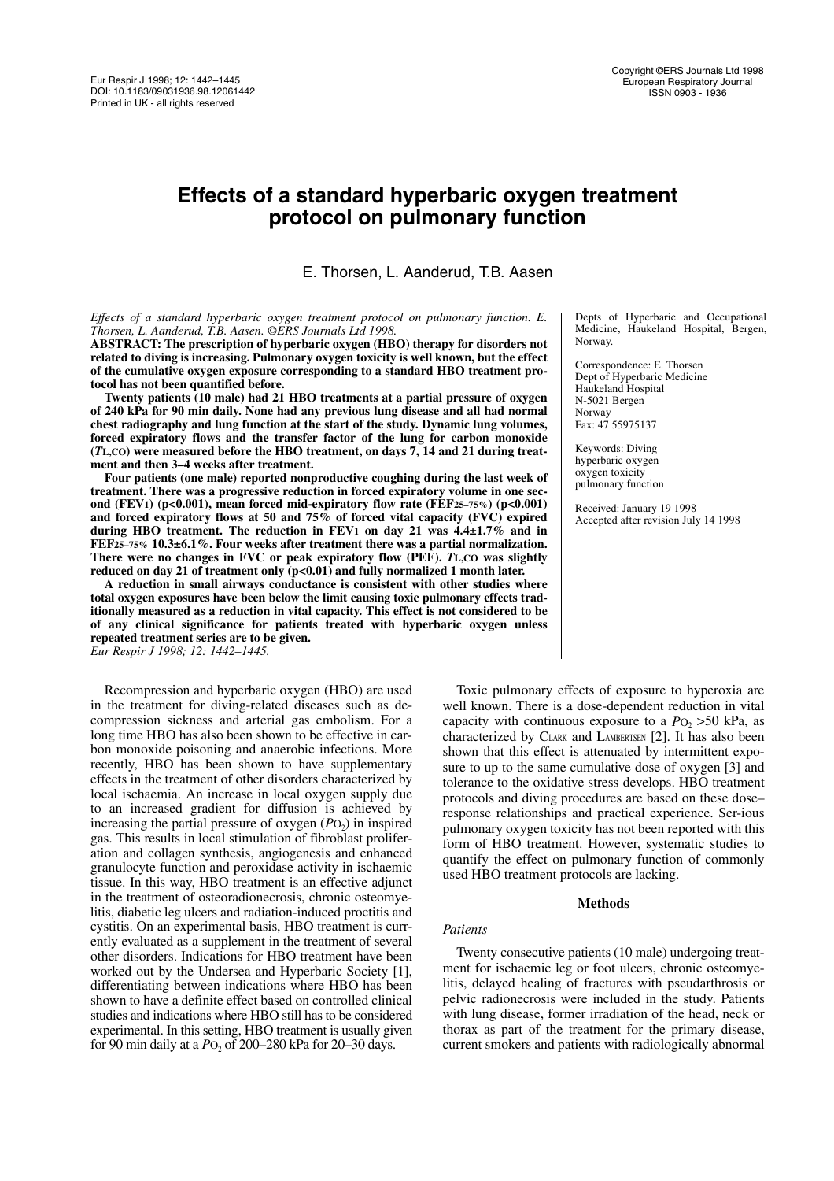# Effects of a standard hyperbaric oxygen treatment protocol on pulmonary function

E. Thorsen, L. Aanderud, T.B. Aasen

Depts of Hyperbaric and Occupational Medicine, Haukeland Hospital, Bergen, Norway.

Correspondence: E. Thorsen
Dept of Hyperbaric Medicine
Haukeland Hospital
N-5021 Bergen
Norway
Fax: 47 55975137

Keywords: Diving
hyperbaric oxygen
oxygen toxicity
pulmonary function

Received: January 19 1998
Accepted after revision July 14 1998

*Effects of a standard hyperbaric oxygen treatment protocol on pulmonary function. E. Thorsen, L. Aanderud, T.B. Aasen. ©ERS Journals Ltd 1998.*

**ABSTRACT: The prescription of hyperbaric oxygen (HBO) therapy for disorders not related to diving is increasing. Pulmonary oxygen toxicity is well known, but the effect of the cumulative oxygen exposure corresponding to a standard HBO treatment protocol has not been quantified before.**

**Twenty patients (10 male) had 21 HBO treatments at a partial pressure of oxygen of 240 kPa for 90 min daily. None had any previous lung disease and all had normal chest radiography and lung function at the start of the study. Dynamic lung volumes, forced expiratory flows and the transfer factor of the lung for carbon monoxide ($T_{L,CO}$) were measured before the HBO treatment, on days 7, 14 and 21 during treatment and then 3–4 weeks after treatment.**

**Four patients (one male) reported nonproductive coughing during the last week of treatment. There was a progressive reduction in forced expiratory volume in one second ($FEV_1$) ($p<0.001$), mean forced mid-expiratory flow rate ($FEF_{25-75\%}$) ($p<0.001$) and forced expiratory flows at 50 and 75% of forced vital capacity (FVC) expired during HBO treatment. The reduction in $FEV_1$ on day 21 was 4.4±1.7% and in $FEF_{25-75\%}$ 10.3±6.1%. Four weeks after treatment there was a partial normalization. There were no changes in FVC or peak expiratory flow (PEF). $T_{L,CO}$ was slightly reduced on day 21 of treatment only ($p<0.01$) and fully normalized 1 month later.**

**A reduction in small airways conductance is consistent with other studies where total oxygen exposures have been below the limit causing toxic pulmonary effects traditionally measured as a reduction in vital capacity. This effect is not considered to be of any clinical significance for patients treated with hyperbaric oxygen unless repeated treatment series are to be given.**
*Eur Respir J 1998; 12: 1442–1445.*

Recompression and hyperbaric oxygen (HBO) are used in the treatment for diving-related diseases such as decompression sickness and arterial gas embolism. For a long time HBO has also been shown to be effective in carbon monoxide poisoning and anaerobic infections. More recently, HBO has been shown to have supplementary effects in the treatment of other disorders characterized by local ischaemia. An increase in local oxygen supply due to an increased gradient for diffusion is achieved by increasing the partial pressure of oxygen ($P_{O_2}$) in inspired gas. This results in local stimulation of fibroblast proliferation and collagen synthesis, angiogenesis and enhanced granulocyte function and peroxidase activity in ischaemic tissue. In this way, HBO treatment is an effective adjunct in the treatment of osteoradionecrosis, chronic osteomyelitis, diabetic leg ulcers and radiation-induced proctitis and cystitis. On an experimental basis, HBO treatment is currently evaluated as a supplement in the treatment of several other disorders. Indications for HBO treatment have been worked out by the Undersea and Hyperbaric Society [1], differentiating between indications where HBO has been shown to have a definite effect based on controlled clinical studies and indications where HBO still has to be considered experimental. In this setting, HBO treatment is usually given for 90 min daily at a $P_{O_2}$ of 200–280 kPa for 20–30 days.

Toxic pulmonary effects of exposure to hyperoxia are well known. There is a dose-dependent reduction in vital capacity with continuous exposure to a $P_{O_2}$ >50 kPa, as characterized by Clark and Lambertsen [2]. It has also been shown that this effect is attenuated by intermittent exposure to up to the same cumulative dose of oxygen [3] and tolerance to the oxidative stress develops. HBO treatment protocols and diving procedures are based on these dose–response relationships and practical experience. Serious pulmonary oxygen toxicity has not been reported with this form of HBO treatment. However, systematic studies to quantify the effect on pulmonary function of commonly used HBO treatment protocols are lacking.

## Methods

### *Patients*

Twenty consecutive patients (10 male) undergoing treatment for ischaemic leg or foot ulcers, chronic osteomyelitis, delayed healing of fractures with pseudarthrosis or pelvic radionecrosis were included in the study. Patients with lung disease, former irradiation of the head, neck or thorax as part of the treatment for the primary disease, current smokers and patients with radiologically abnormal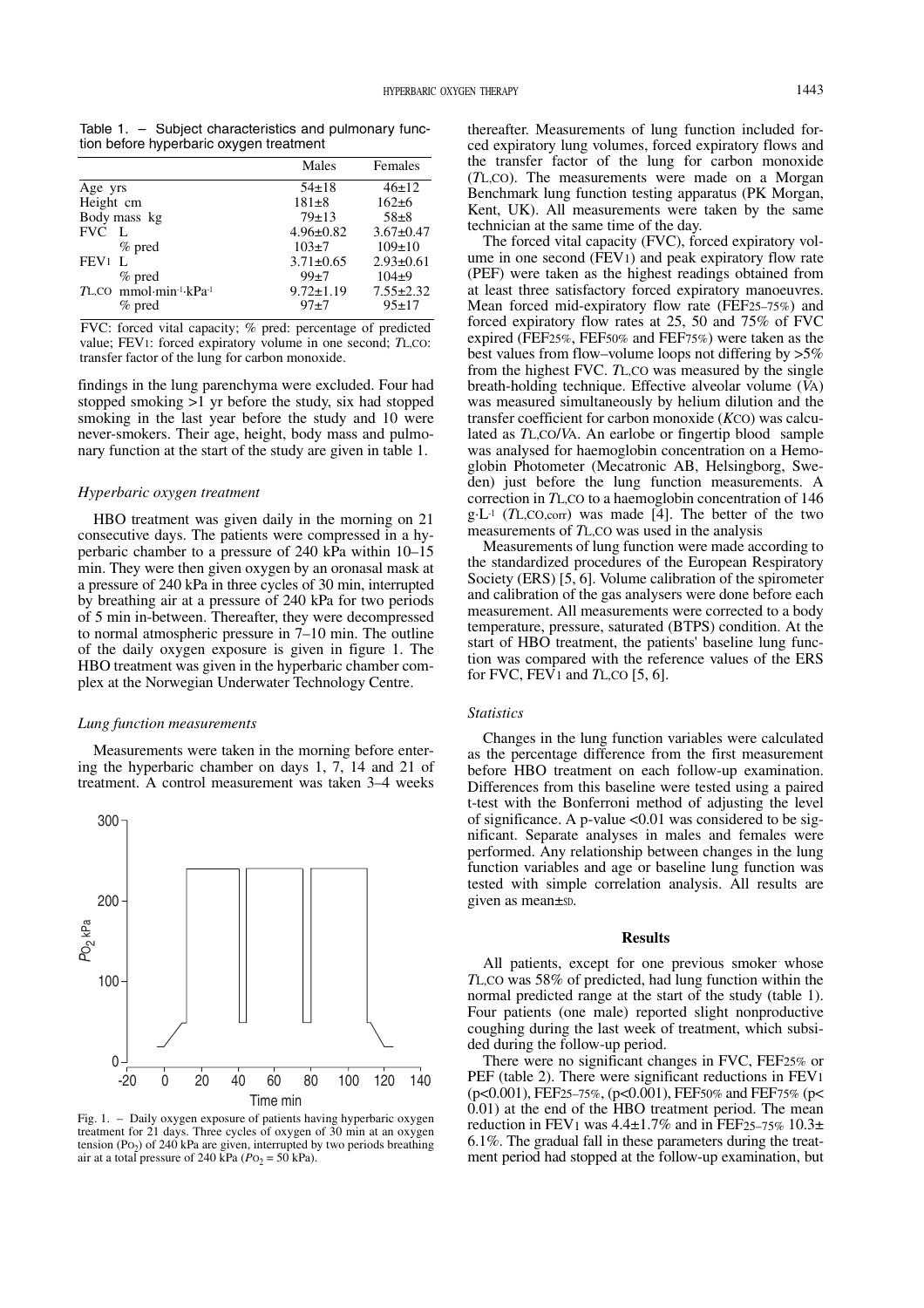Table 1. – Subject characteristics and pulmonary function before hyperbaric oxygen treatment

| | | Males | Females |
|---|---|---|---|
| Age yrs | | 54±18 | 46±12 |
| Height cm | | 181±8 | 162±6 |
| Body mass kg | | 79±13 | 58±8 |
| FVC | L | 4.96±0.82 | 3.67±0.47 |
| | % pred | 103±7 | 109±10 |
| $FEV_1$ | L | 3.71±0.65 | 2.93±0.61 |
| | % pred | 99±7 | 104±9 |
| $T_{L,CO}$ | $mmol \cdot min^{-1} \cdot kPa^{-1}$ | 9.72±1.19 | 7.55±2.32 |
| | % pred | 97±7 | 95±17 |

FVC: forced vital capacity; % pred: percentage of predicted value; $FEV_1$: forced expiratory volume in one second; $T_{L,CO}$: transfer factor of the lung for carbon monoxide.

findings in the lung parenchyma were excluded. Four had stopped smoking >1 yr before the study, six had stopped smoking in the last year before the study and 10 were never-smokers. Their age, height, body mass and pulmonary function at the start of the study are given in table 1.

### *Hyperbaric oxygen treatment*

HBO treatment was given daily in the morning on 21 consecutive days. The patients were compressed in a hyperbaric chamber to a pressure of 240 kPa within 10–15 min. They were then given oxygen by an oronasal mask at a pressure of 240 kPa in three cycles of 30 min, interrupted by breathing air at a pressure of 240 kPa for two periods of 5 min in-between. Thereafter, they were decompressed to normal atmospheric pressure in 7–10 min. The outline of the daily oxygen exposure is given in figure 1. The HBO treatment was given in the hyperbaric chamber complex at the Norwegian Underwater Technology Centre.

### *Lung function measurements*

Measurements were taken in the morning before entering the hyperbaric chamber on days 1, 7, 14 and 21 of treatment. A control measurement was taken 3–4 weeks

Fig. 1. – Daily oxygen exposure of patients having hyperbaric oxygen treatment for 21 days. Three cycles of oxygen of 30 min at an oxygen tension ($P_{O_2}$) of 240 kPa are given, interrupted by two periods breathing air at a total pressure of 240 kPa ($P_{O_2}$ = 50 kPa).

thereafter. Measurements of lung function included forced expiratory lung volumes, forced expiratory flows and the transfer factor of the lung for carbon monoxide ($T_{L,CO}$). The measurements were made on a Morgan Benchmark lung function testing apparatus (PK Morgan, Kent, UK). All measurements were taken by the same technician at the same time of the day.

The forced vital capacity (FVC), forced expiratory volume in one second ($FEV_1$) and peak expiratory flow rate (PEF) were taken as the highest readings obtained from at least three satisfactory forced expiratory manoeuvres. Mean forced mid-expiratory flow rate ($FEF_{25–75\%}$) and forced expiratory flow rates at 25, 50 and 75% of FVC expired ($FEF_{25\%}$, $FEF_{50\%}$ and $FEF_{75\%}$) were taken as the best values from flow–volume loops not differing by >5% from the highest FVC. $T_{L,CO}$ was measured by the single breath-holding technique. Effective alveolar volume ($V_A$) was measured simultaneously by helium dilution and the transfer coefficient for carbon monoxide ($K_{CO}$) was calculated as $T_{L,CO}/V_A$. An earlobe or fingertip blood sample was analysed for haemoglobin concentration on a Hemoglobin Photometer (Mecatronic AB, Helsingborg, Sweden) just before the lung function measurements. A correction in $T_{L,CO}$ to a haemoglobin concentration of 146 $g \cdot L^{-1}$ ($T_{L,CO,corr}$) was made [4]. The better of the two measurements of $T_{L,CO}$ was used in the analysis

Measurements of lung function were made according to the standardized procedures of the European Respiratory Society (ERS) [5, 6]. Volume calibration of the spirometer and calibration of the gas analysers were done before each measurement. All measurements were corrected to a body temperature, pressure, saturated (BTPS) condition. At the start of HBO treatment, the patients' baseline lung function was compared with the reference values of the ERS for FVC, $FEV_1$ and $T_{L,CO}$ [5, 6].

### *Statistics*

Changes in the lung function variables were calculated as the percentage difference from the first measurement before HBO treatment on each follow-up examination. Differences from this baseline were tested using a paired t-test with the Bonferroni method of adjusting the level of significance. A p-value <0.01 was considered to be significant. Separate analyses in males and females were performed. Any relationship between changes in the lung function variables and age or baseline lung function was tested with simple correlation analysis. All results are given as mean±SD.

## Results

All patients, except for one previous smoker whose $T_{L,CO}$ was 58% of predicted, had lung function within the normal predicted range at the start of the study (table 1). Four patients (one male) reported slight nonproductive coughing during the last week of treatment, which subsided during the follow-up period.

There were no significant changes in FVC, $FEF_{25\%}$ or PEF (table 2). There were significant reductions in $FEV_1$ ($p<0.001$), $FEF_{25–75\%}$, ($p<0.001$), $FEF_{50\%}$ and $FEF_{75\%}$ ($p<0.01$) at the end of the HBO treatment period. The mean reduction in $FEV_1$ was 4.4±1.7% and in $FEF_{25–75\%}$ 10.3±6.1%. The gradual fall in these parameters during the treatment period had stopped at the follow-up examination, but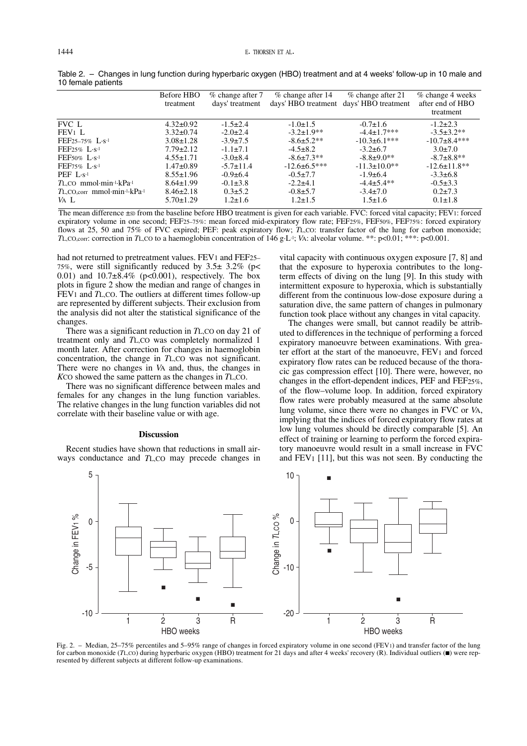Table 2. – Changes in lung function during hyperbaric oxygen (HBO) treatment and at 4 weeks' follow-up in 10 male and 10 female patients

| | Before HBO treatment | % change after 7 days' treatment | % change after 14 days' HBO treatment | % change after 21 days' HBO treatment | % change 4 weeks after end of HBO treatment |
|---|---|---|---|---|---|
| FVC L | 4.32±0.92 | -1.5±2.4 | -1.0±1.5 | -0.7±1.6 | -1.2±2.3 |
| $FEV_1$ L | 3.32±0.74 | -2.0±2.4 | -3.2±1.9** | -4.4±1.7*** | -3.5±3.2** |
| $FEF_{25-75\%}$ $L \cdot s^{-1}$ | 3.08±1.28 | -3.9±7.5 | -8.6±5.2** | -10.3±6.1*** | -10.7±8.4*** |
| $FEF_{25\%}$ $L \cdot s^{-1}$ | 7.79±2.12 | -1.1±7.1 | -4.5±8.2 | -3.2±6.7 | 3.0±7.0 |
| $FEF_{50\%}$ $L \cdot s^{-1}$ | 4.55±1.71 | -3.0±8.4 | -8.6±7.3** | -8.8±9.0** | -8.7±8.8** |
| $FEF_{75\%}$ $L \cdot s^{-1}$ | 1.47±0.89 | -5.7±11.4 | -12.6±6.5*** | -11.3±10.0** | -12.6±11.8** |
| PEF $L \cdot s^{-1}$ | 8.55±1.96 | -0.9±6.4 | -0.5±7.7 | -1.9±6.4 | -3.3±6.8 |
| $T_{L,CO}$ $mmol \cdot min^{-1} \cdot kPa^{-1}$ | 8.64±1.99 | -0.1±3.8 | -2.2±4.1 | -4.4±5.4** | -0.5±3.3 |
| $T_{L,CO,corr}$ $mmol \cdot min^{-1} \cdot kPa^{-1}$ | 8.46±2.18 | 0.3±5.2 | -0.8±5.7 | -3.4±7.0 | 0.2±7.3 |
| $V_A$ L | 5.70±1.29 | 1.2±1.6 | 1.2±1.5 | 1.5±1.6 | 0.1±1.8 |

The mean difference ±SD from the baseline before HBO treatment is given for each variable. FVC: forced vital capacity; $FEV_1$: forced expiratory volume in one second; $FEF_{25-75\%}$: mean forced mid-expiratory flow rate; $FEF_{25\%}$, $FEF_{50\%}$, $FEF_{75\%}$: forced expiratory flows at 25, 50 and 75% of FVC expired; PEF: peak expiratory flow; $T_{L,CO}$: transfer factor of the lung for carbon monoxide; $T_{L,CO,corr}$: correction in $T_{L,CO}$ to a haemoglobin concentration of 146 $g \cdot L^{-1}$; $V_A$: alveolar volume. **: $p<0.01$; ***: $p<0.001$.

had not returned to pretreatment values. $FEV_1$ and $FEF_{25-75\%}$, were still significantly reduced by 3.5± 3.2% ($p<0.01$) and 10.7±8.4% ($p<0.001$), respectively. The box plots in figure 2 show the median and range of changes in $FEV_1$ and $T_{L,CO}$. The outliers at different times follow-up are represented by different subjects. Their exclusion from the analysis did not alter the statistical significance of the changes.

There was a significant reduction in $T_{L,CO}$ on day 21 of treatment only and $T_{L,CO}$ was completely normalized 1 month later. After correction for changes in haemoglobin concentration, the change in $T_{L,CO}$ was not significant. There were no changes in $V_A$ and, thus, the changes in $K_{CO}$ showed the same pattern as the changes in $T_{L,CO}$.

There was no significant difference between males and females for any changes in the lung function variables. The relative changes in the lung function variables did not correlate with their baseline value or with age.

## Discussion

Recent studies have shown that reductions in small airways conductance and $T_{L,CO}$ may precede changes in vital capacity with continuous oxygen exposure [7, 8] and that the exposure to hyperoxia contributes to the long-term effects of diving on the lung [9]. In this study with intermittent exposure to hyperoxia, which is substantially different from the continuous low-dose exposure during a saturation dive, the same pattern of changes in pulmonary function took place without any changes in vital capacity.

The changes were small, but cannot readily be attributed to differences in the technique of performing a forced expiratory manoeuvre between examinations. With greater effort at the start of the manoeuvre, $FEV_1$ and forced expiratory flow rates can be reduced because of the thoracic gas compression effect [10]. There were, however, no changes in the effort-dependent indices, PEF and $FEF_{25\%}$, of the flow–volume loop. In addition, forced expiratory flow rates were probably measured at the same absolute lung volume, since there were no changes in FVC or $V_A$, implying that the indices of forced expiratory flow rates at low lung volumes should be directly comparable [5]. An effect of training or learning to perform the forced expiratory manoeuvre would result in a small increase in FVC and $FEV_1$ [11], but this was not seen. By conducting the

Fig. 2. – Median, 25–75% percentiles and 5–95% range of changes in forced expiratory volume in one second ($FEV_1$) and transfer factor of the lung for carbon monoxide ($T_{L,CO}$) during hyperbaric oxygen (HBO) treatment for 21 days and after 4 weeks' recovery (R). Individual outliers (■) were represented by different subjects at different follow-up examinations.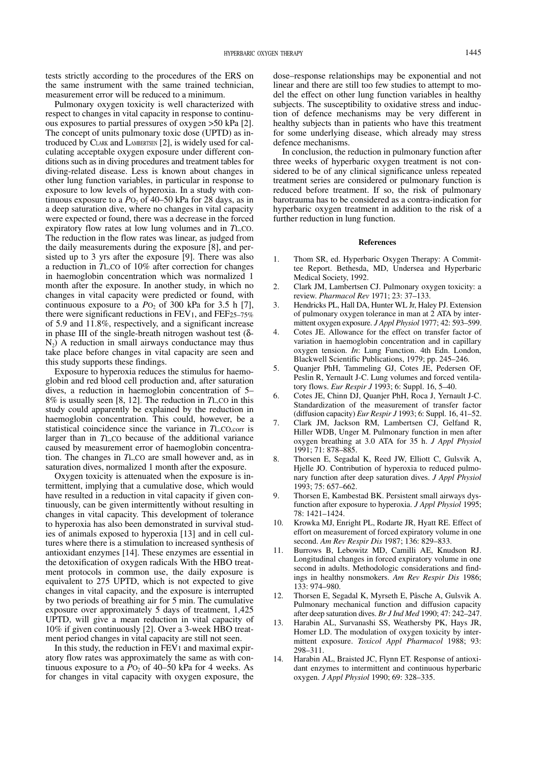tests strictly according to the procedures of the ERS on the same instrument with the same trained technician, measurement error will be reduced to a minimum.

Pulmonary oxygen toxicity is well characterized with respect to changes in vital capacity in response to continuous exposures to partial pressures of oxygen >50 kPa [2]. The concept of units pulmonary toxic dose (UPTD) as introduced by CLARK and LAMBERTSEN [2], is widely used for calculating acceptable oxygen exposure under different conditions such as in diving procedures and treatment tables for diving-related disease. Less is known about changes in other lung function variables, in particular in response to exposure to low levels of hyperoxia. In a study with continuous exposure to a $P_{O_2}$ of 40–50 kPa for 28 days, as in a deep saturation dive, where no changes in vital capacity were expected or found, there was a decrease in the forced expiratory flow rates at low lung volumes and in $T_{L,CO}$. The reduction in the flow rates was linear, as judged from the daily measurements during the exposure [8], and persisted up to 3 yrs after the exposure [9]. There was also a reduction in $T_{L,CO}$ of 10% after correction for changes in haemoglobin concentration which was normalized 1 month after the exposure. In another study, in which no changes in vital capacity were predicted or found, with continuous exposure to a $P_{O_2}$ of 300 kPa for 3.5 h [7], there were significant reductions in $FEV_1$, and $FEF_{25-75\%}$ of 5.9 and 11.8%, respectively, and a significant increase in phase III of the single-breath nitrogen washout test ($\delta$-$N_2$) A reduction in small airways conductance may thus take place before changes in vital capacity are seen and this study supports these findings.

Exposure to hyperoxia reduces the stimulus for haemoglobin and red blood cell production and, after saturation dives, a reduction in haemoglobin concentration of 5–8% is usually seen [8, 12]. The reduction in $T_{L,CO}$ in this study could apparently be explained by the reduction in haemoglobin concentration. This could, however, be a statistical coincidence since the variance in $T_{L,CO,corr}$ is larger than in $T_{L,CO}$ because of the additional variance caused by measurement error of haemoglobin concentration. The changes in $T_{L,CO}$ are small however and, as in saturation dives, normalized 1 month after the exposure.

Oxygen toxicity is attenuated when the exposure is intermittent, implying that a cumulative dose, which would have resulted in a reduction in vital capacity if given continuously, can be given intermittently without resulting in changes in vital capacity. This development of tolerance to hyperoxia has also been demonstrated in survival studies of animals exposed to hyperoxia [13] and in cell cultures where there is a stimulation to increased synthesis of antioxidant enzymes [14]. These enzymes are essential in the detoxification of oxygen radicals With the HBO treatment protocols in common use, the daily exposure is equivalent to 275 UPTD, which is not expected to give changes in vital capacity, and the exposure is interrupted by two periods of breathing air for 5 min. The cumulative exposure over approximately 5 days of treatment, 1,425 UPTD, will give a mean reduction in vital capacity of 10% if given continuously [2]. Over a 3-week HBO treatment period changes in vital capacity are still not seen.

In this study, the reduction in $FEV_1$ and maximal expiratory flow rates was approximately the same as with continuous exposure to a $P_{O_2}$ of 40–50 kPa for 4 weeks. As for changes in vital capacity with oxygen exposure, the dose–response relationships may be exponential and not linear and there are still too few studies to attempt to model the effect on other lung function variables in healthy subjects. The susceptibility to oxidative stress and induction of defence mechanisms may be very different in healthy subjects than in patients who have this treatment for some underlying disease, which already may stress defence mechanisms.

In conclusion, the reduction in pulmonary function after three weeks of hyperbaric oxygen treatment is not considered to be of any clinical significance unless repeated treatment series are considered or pulmonary function is reduced before treatment. If so, the risk of pulmonary barotrauma has to be considered as a contra-indication for hyperbaric oxygen treatment in addition to the risk of a further reduction in lung function.

## References

1. Thom SR, ed. Hyperbaric Oxygen Therapy: A Committee Report. Bethesda, MD, Undersea and Hyperbaric Medical Society, 1992.
2. Clark JM, Lambertsen CJ. Pulmonary oxygen toxicity: a review. *Pharmacol Rev* 1971; 23: 37–133.
3. Hendricks PL, Hall DA, Hunter WL Jr, Haley PJ. Extension of pulmonary oxygen tolerance in man at 2 ATA by intermittent oxygen exposure. *J Appl Physiol* 1977; 42: 593–599.
4. Cotes JE. Allowance for the effect on transfer factor of variation in haemoglobin concentration and in capillary oxygen tension. *In*: Lung Function. 4th Edn. London, Blackwell Scientific Publications, 1979; pp. 245–246.
5. Quanjer PhH, Tammeling GJ, Cotes JE, Pedersen OF, Peslin R, Yernault J-C. Lung volumes and forced ventilatory flows. *Eur Respir J* 1993; 6: Suppl. 16, 5–40.
6. Cotes JE, Chinn DJ, Quanjer PhH, Roca J, Yernault J-C. Standardization of the measurement of transfer factor (diffusion capacity) *Eur Respir J* 1993; 6: Suppl. 16, 41–52.
7. Clark JM, Jackson RM, Lambertsen CJ, Gelfand R, Hiller WDB, Unger M. Pulmonary function in men after oxygen breathing at 3.0 ATA for 35 h. *J Appl Physiol* 1991; 71: 878–885.
8. Thorsen E, Segadal K, Reed JW, Elliott C, Gulsvik A, Hjelle JO. Contribution of hyperoxia to reduced pulmonary function after deep saturation dives. *J Appl Physiol* 1993; 75: 657–662.
9. Thorsen E, Kambestad BK. Persistent small airways dysfunction after exposure to hyperoxia. *J Appl Physiol* 1995; 78: 1421–1424.
10. Krowka MJ, Enright PL, Rodarte JR, Hyatt RE. Effect of effort on measurement of forced expiratory volume in one second. *Am Rev Respir Dis* 1987; 136: 829–833.
11. Burrows B, Lebowitz MD, Camilli AE, Knudson RJ. Longitudinal changes in forced expiratory volume in one second in adults. Methodologic considerations and findings in healthy nonsmokers. *Am Rev Respir Dis* 1986; 133: 974–980.
12. Thorsen E, Segadal K, Myrseth E, Påsche A, Gulsvik A. Pulmonary mechanical function and diffusion capacity after deep saturation dives. *Br J Ind Med* 1990; 47: 242–247.
13. Harabin AL, Survanashi SS, Weathersby PK, Hays JR, Homer LD. The modulation of oxygen toxicity by intermittent exposure. *Toxicol Appl Pharmacol* 1988; 93: 298–311.
14. Harabin AL, Braisted JC, Flynn ET. Response of antioxidant enzymes to intermittent and continuous hyperbaric oxygen. *J Appl Physiol* 1990; 69: 328–335.